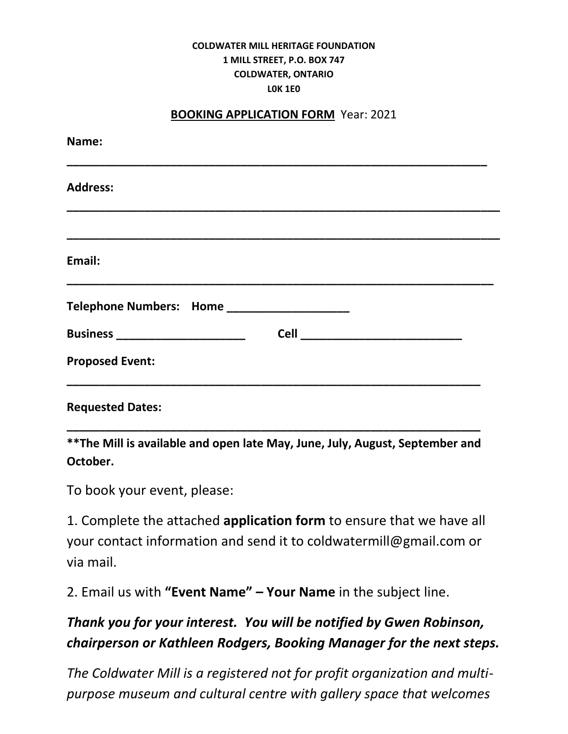**COLDWATER MILL HERITAGE FOUNDATION**
**1 MILL STREET, P.O. BOX 747**
**COLDWATER, ONTARIO**
**L0K 1E0**

**<u>BOOKING APPLICATION FORM</u>** Year: 2021

**Name:**

**______________________________________________________________**

**Address:**

**________________________________________________________________**

**________________________________________________________________**

**Email:**

**_______________________________________________________________**

**Telephone Numbers: Home __________________**

**Business ___________________ Cell ________________________**

**Proposed Event:**

**_____________________________________________________________**

**Requested Dates:**

**_____________________________________________________________**

**\*\*The Mill is available and open late May, June, July, August, September and October.**

To book your event, please:

1. Complete the attached **application form** to ensure that we have all your contact information and send it to coldwatermill@gmail.com or via mail.

2. Email us with **"Event Name" – Your Name** in the subject line.

***Thank you for your interest. You will be notified by Gwen Robinson, chairperson or Kathleen Rodgers, Booking Manager for the next steps.***

*The Coldwater Mill is a registered not for profit organization and multi-purpose museum and cultural centre with gallery space that welcomes*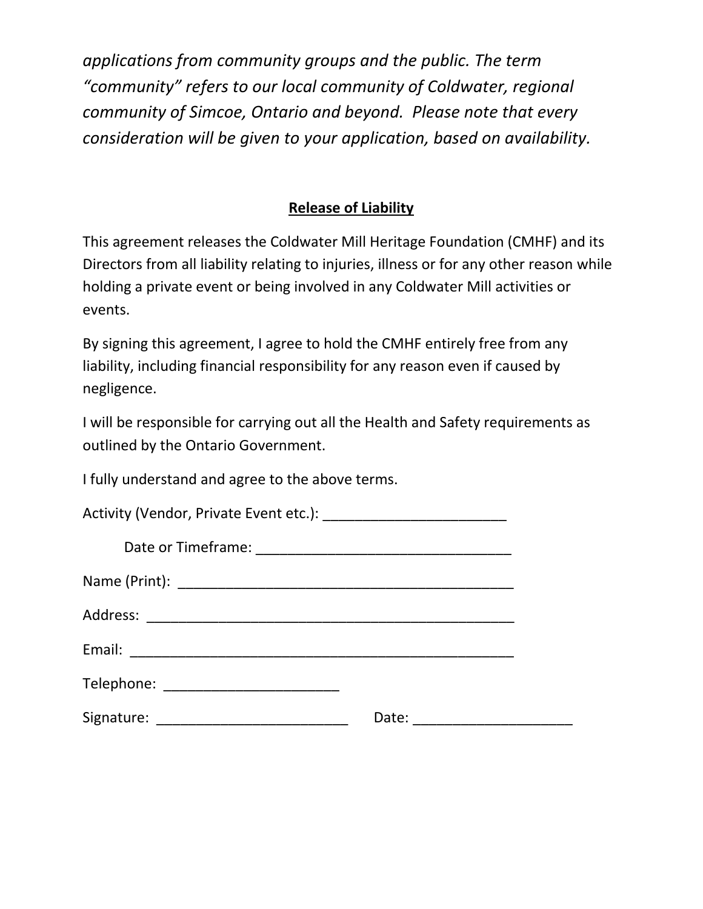*applications from community groups and the public. The term "community" refers to our local community of Coldwater, regional community of Simcoe, Ontario and beyond. Please note that every consideration will be given to your application, based on availability.*

## **Release of Liability**

This agreement releases the Coldwater Mill Heritage Foundation (CMHF) and its Directors from all liability relating to injuries, illness or for any other reason while holding a private event or being involved in any Coldwater Mill activities or events.

By signing this agreement, I agree to hold the CMHF entirely free from any liability, including financial responsibility for any reason even if caused by negligence.

I will be responsible for carrying out all the Health and Safety requirements as outlined by the Ontario Government.

I fully understand and agree to the above terms.

Activity (Vendor, Private Event etc.): _______________________

Date or Timeframe: ________________________________

Name (Print): ___________________________________________

Address: _______________________________________________

Email: _________________________________________________

Telephone: ______________________

Signature: ________________________ Date: ____________________